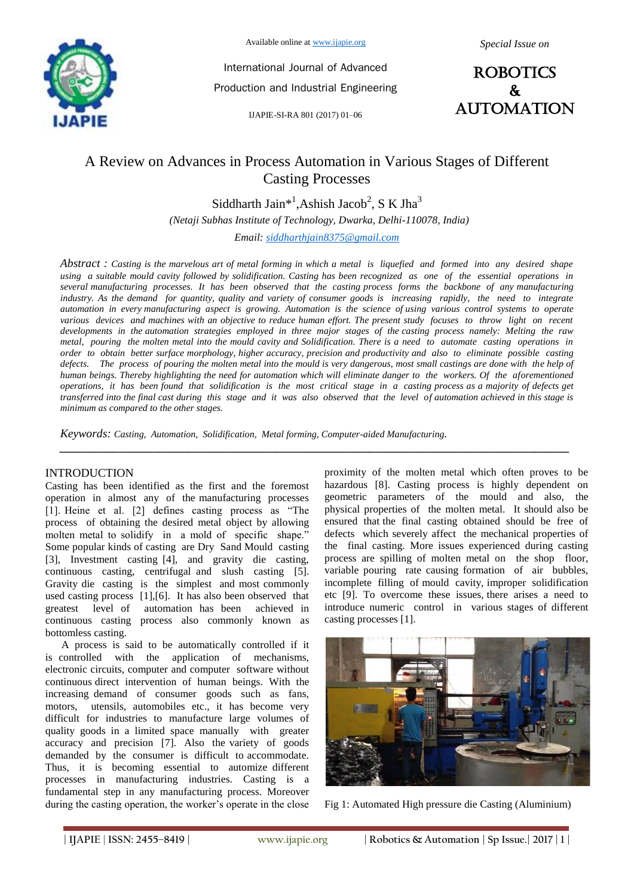# A Review on Advances in Process Automation in Various Stages of Different Casting Processes

Siddharth Jain*[1], Ashish Jacob[2], S K Jha[3]

*(Netaji Subhas Institute of Technology, Dwarka, Delhi-110078, India)*

*Email: siddharthjain8375@gmail.com*

*Abstract : Casting is the marvelous art of metal forming in which a metal is liquefied and formed into any desired shape using a suitable mould cavity followed by solidification. Casting has been recognized as one of the essential operations in several manufacturing processes. It has been observed that the casting process forms the backbone of any manufacturing industry. As the demand for quantity, quality and variety of consumer goods is increasing rapidly, the need to integrate automation in every manufacturing aspect is growing. Automation is the science of using various control systems to operate various devices and machines with an objective to reduce human effort. The present study focuses to throw light on recent developments in the automation strategies employed in three major stages of the casting process namely: Melting the raw metal, pouring the molten metal into the mould cavity and Solidification. There is a need to automate casting operations in order to obtain better surface morphology, higher accuracy, precision and productivity and also to eliminate possible casting defects. The process of pouring the molten metal into the mould is very dangerous, most small castings are done with the help of human beings. Thereby highlighting the need for automation which will eliminate danger to the workers. Of the aforementioned operations, it has been found that solidification is the most critical stage in a casting process as a majority of defects get transferred into the final cast during this stage and it was also observed that the level of automation achieved in this stage is minimum as compared to the other stages.*

*Keywords: Casting, Automation, Solidification, Metal forming, Computer-aided Manufacturing.*

## INTRODUCTION

Casting has been identified as the first and the foremost operation in almost any of the manufacturing processes [1]. Heine et al. [2] defines casting process as "The process of obtaining the desired metal object by allowing molten metal to solidify in a mold of specific shape." Some popular kinds of casting are Dry Sand Mould casting [3], Investment casting [4], and gravity die casting, continuous casting, centrifugal and slush casting [5]. Gravity die casting is the simplest and most commonly used casting process [1],[6]. It has also been observed that greatest level of automation has been achieved in continuous casting process also commonly known as bottomless casting.

A process is said to be automatically controlled if it is controlled with the application of mechanisms, electronic circuits, computer and computer software without continuous direct intervention of human beings. With the increasing demand of consumer goods such as fans, motors, utensils, automobiles etc., it has become very difficult for industries to manufacture large volumes of quality goods in a limited space manually with greater accuracy and precision [7]. Also the variety of goods demanded by the consumer is difficult to accommodate. Thus, it is becoming essential to automize different processes in manufacturing industries. Casting is a fundamental step in any manufacturing process. Moreover during the casting operation, the worker's operate in the close proximity of the molten metal which often proves to be hazardous [8]. Casting process is highly dependent on geometric parameters of the mould and also, the physical properties of the molten metal. It should also be ensured that the final casting obtained should be free of defects which severely affect the mechanical properties of the final casting. More issues experienced during casting process are spilling of molten metal on the shop floor, variable pouring rate causing formation of air bubbles, incomplete filling of mould cavity, improper solidification etc [9]. To overcome these issues, there arises a need to introduce numeric control in various stages of different casting processes [1].

Fig 1: Automated High pressure die Casting (Aluminium)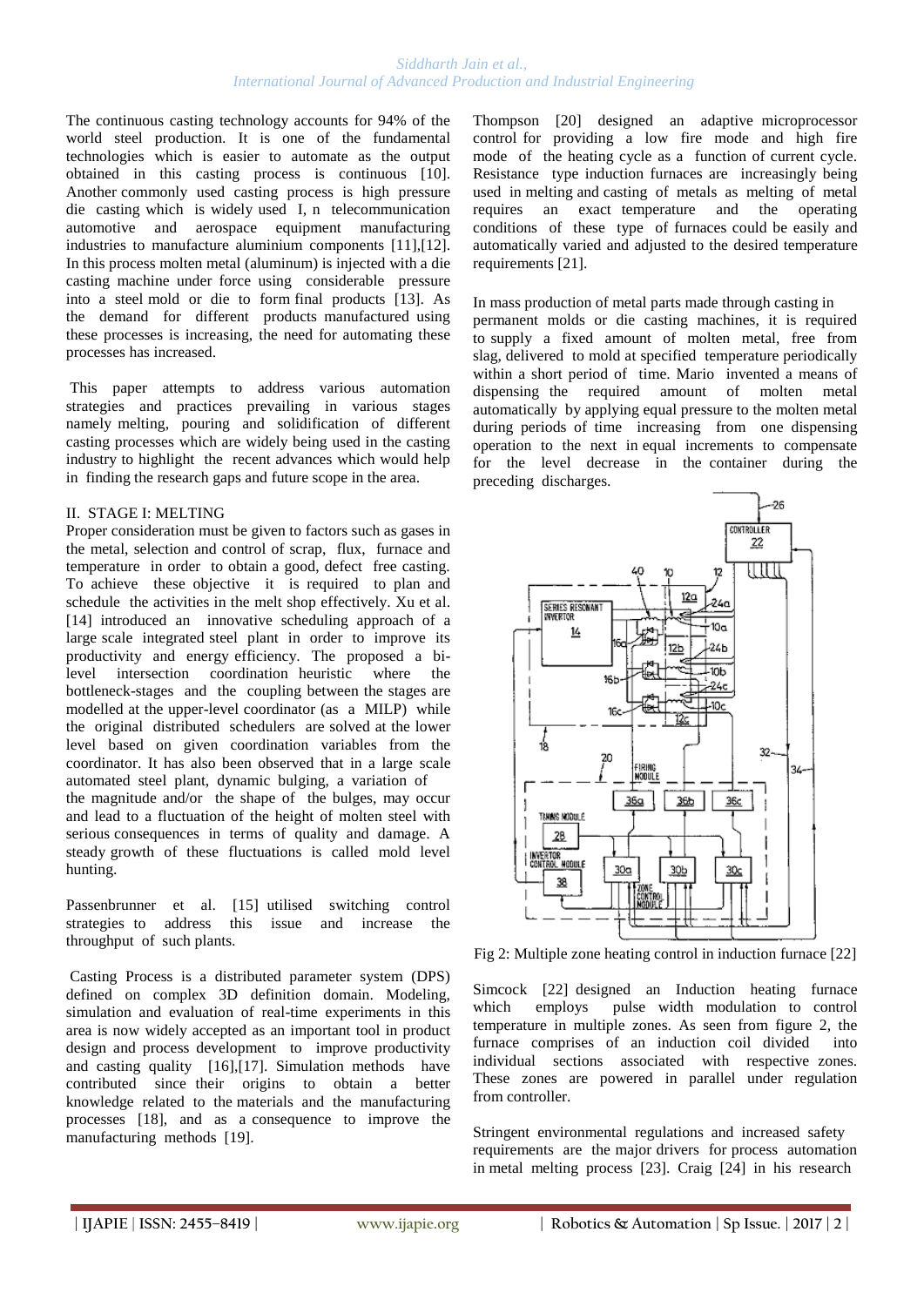The continuous casting technology accounts for 94% of the world steel production. It is one of the fundamental technologies which is easier to automate as the output obtained in this casting process is continuous [10]. Another commonly used casting process is high pressure die casting which is widely used I, n telecommunication automotive and aerospace equipment manufacturing industries to manufacture aluminium components [11],[12]. In this process molten metal (aluminum) is injected with a die casting machine under force using considerable pressure into a steel mold or die to form final products [13]. As the demand for different products manufactured using these processes is increasing, the need for automating these processes has increased.

This paper attempts to address various automation strategies and practices prevailing in various stages namely melting, pouring and solidification of different casting processes which are widely being used in the casting industry to highlight the recent advances which would help in finding the research gaps and future scope in the area.

## II. STAGE I: MELTING

Proper consideration must be given to factors such as gases in the metal, selection and control of scrap, flux, furnace and temperature in order to obtain a good, defect free casting. To achieve these objective it is required to plan and schedule the activities in the melt shop effectively. Xu et al. [14] introduced an innovative scheduling approach of a large scale integrated steel plant in order to improve its productivity and energy efficiency. The proposed a bi-level intersection coordination heuristic where the bottleneck-stages and the coupling between the stages are modelled at the upper-level coordinator (as a MILP) while the original distributed schedulers are solved at the lower level based on given coordination variables from the coordinator. It has also been observed that in a large scale automated steel plant, dynamic bulging, a variation of the magnitude and/or the shape of the bulges, may occur and lead to a fluctuation of the height of molten steel with serious consequences in terms of quality and damage. A steady growth of these fluctuations is called mold level hunting.

Passenbrunner et al. [15] utilised switching control strategies to address this issue and increase the throughput of such plants.

Casting Process is a distributed parameter system (DPS) defined on complex 3D definition domain. Modeling, simulation and evaluation of real-time experiments in this area is now widely accepted as an important tool in product design and process development to improve productivity and casting quality [16],[17]. Simulation methods have contributed since their origins to obtain a better knowledge related to the materials and the manufacturing processes [18], and as a consequence to improve the manufacturing methods [19].

Thompson [20] designed an adaptive microprocessor control for providing a low fire mode and high fire mode of the heating cycle as a function of current cycle. Resistance type induction furnaces are increasingly being used in melting and casting of metals as melting of metal requires an exact temperature and the operating conditions of these type of furnaces could be easily and automatically varied and adjusted to the desired temperature requirements [21].

In mass production of metal parts made through casting in permanent molds or die casting machines, it is required to supply a fixed amount of molten metal, free from slag, delivered to mold at specified temperature periodically within a short period of time. Mario invented a means of dispensing the required amount of molten metal automatically by applying equal pressure to the molten metal during periods of time increasing from one dispensing operation to the next in equal increments to compensate for the level decrease in the container during the preceding discharges.

Fig 2: Multiple zone heating control in induction furnace [22]

Simcock [22] designed an Induction heating furnace which employs pulse width modulation to control temperature in multiple zones. As seen from figure 2, the furnace comprises of an induction coil divided into individual sections associated with respective zones. These zones are powered in parallel under regulation from controller.

Stringent environmental regulations and increased safety requirements are the major drivers for process automation in metal melting process [23]. Craig [24] in his research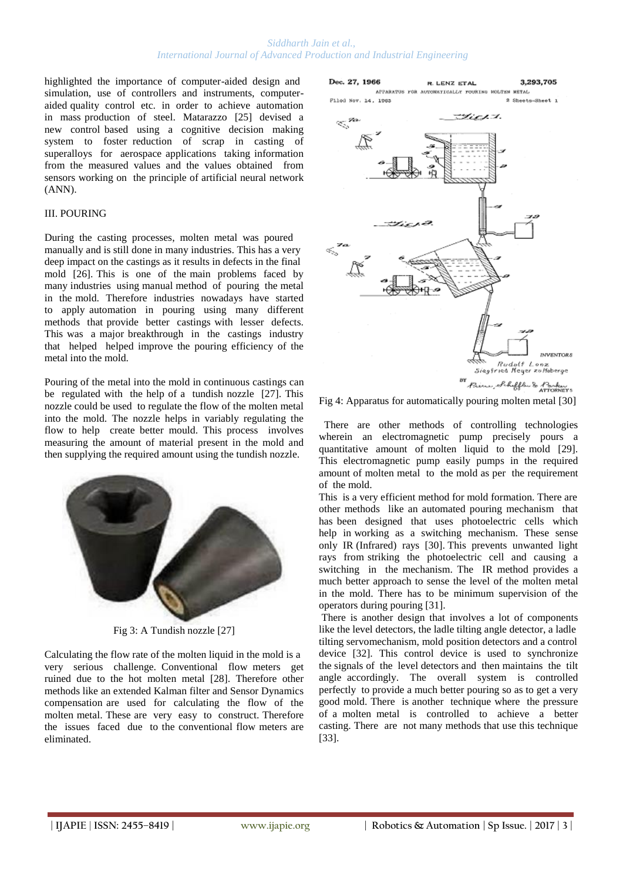highlighted the importance of computer-aided design and simulation, use of controllers and instruments, computer-aided quality control etc. in order to achieve automation in mass production of steel. Matarazzo [25] devised a new control based using a cognitive decision making system to foster reduction of scrap in casting of superalloys for aerospace applications taking information from the measured values and the values obtained from sensors working on the principle of artificial neural network (ANN).

## III. POURING

During the casting processes, molten metal was poured manually and is still done in many industries. This has a very deep impact on the castings as it results in defects in the final mold [26]. This is one of the main problems faced by many industries using manual method of pouring the metal in the mold. Therefore industries nowadays have started to apply automation in pouring using many different methods that provide better castings with lesser defects. This was a major breakthrough in the castings industry that helped helped improve the pouring efficiency of the metal into the mold.

Pouring of the metal into the mold in continuous castings can be regulated with the help of a tundish nozzle [27]. This nozzle could be used to regulate the flow of the molten metal into the mold. The nozzle helps in variably regulating the flow to help create better mould. This process involves measuring the amount of material present in the mold and then supplying the required amount using the tundish nozzle.

Fig 3: A Tundish nozzle [27]

Calculating the flow rate of the molten liquid in the mold is a very serious challenge. Conventional flow meters get ruined due to the hot molten metal [28]. Therefore other methods like an extended Kalman filter and Sensor Dynamics compensation are used for calculating the flow of the molten metal. These are very easy to construct. Therefore the issues faced due to the conventional flow meters are eliminated.

Fig 4: Apparatus for automatically pouring molten metal [30]

There are other methods of controlling technologies wherein an electromagnetic pump precisely pours a quantitative amount of molten liquid to the mold [29]. This electromagnetic pump easily pumps in the required amount of molten metal to the mold as per the requirement of the mold.

This is a very efficient method for mold formation. There are other methods like an automated pouring mechanism that has been designed that uses photoelectric cells which help in working as a switching mechanism. These sense only IR (Infrared) rays [30]. This prevents unwanted light rays from striking the photoelectric cell and causing a switching in the mechanism. The IR method provides a much better approach to sense the level of the molten metal in the mold. There has to be minimum supervision of the operators during pouring [31].

There is another design that involves a lot of components like the level detectors, the ladle tilting angle detector, a ladle tilting servomechanism, mold position detectors and a control device [32]. This control device is used to synchronize the signals of the level detectors and then maintains the tilt angle accordingly. The overall system is controlled perfectly to provide a much better pouring so as to get a very good mold. There is another technique where the pressure of a molten metal is controlled to achieve a better casting. There are not many methods that use this technique [33].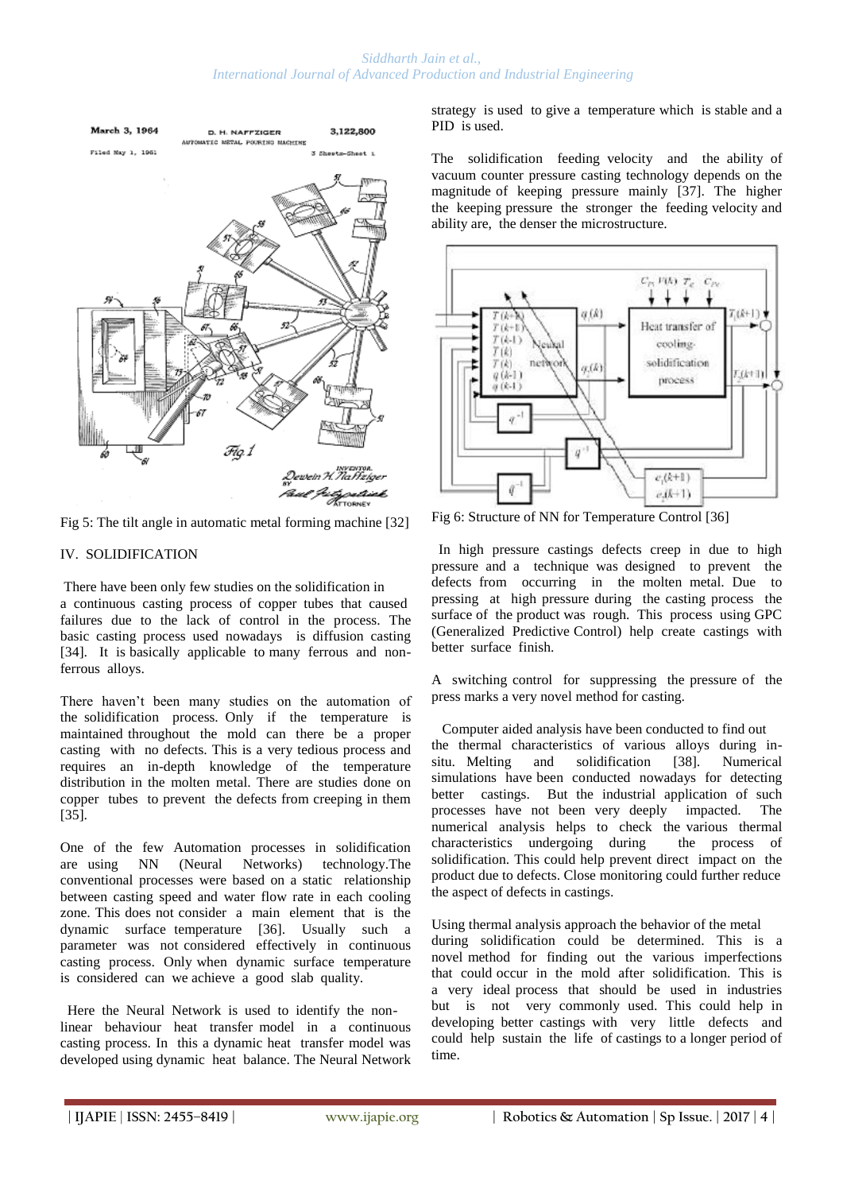Fig 5: The tilt angle in automatic metal forming machine [32]

## IV. SOLIDIFICATION

There have been only few studies on the solidification in a continuous casting process of copper tubes that caused failures due to the lack of control in the process. The basic casting process used nowadays is diffusion casting [34]. It is basically applicable to many ferrous and non-ferrous alloys.

There haven't been many studies on the automation of the solidification process. Only if the temperature is maintained throughout the mold can there be a proper casting with no defects. This is a very tedious process and requires an in-depth knowledge of the temperature distribution in the molten metal. There are studies done on copper tubes to prevent the defects from creeping in them [35].

One of the few Automation processes in solidification are using NN (Neural Networks) technology.The conventional processes were based on a static relationship between casting speed and water flow rate in each cooling zone. This does not consider a main element that is the dynamic surface temperature [36]. Usually such a parameter was not considered effectively in continuous casting process. Only when dynamic surface temperature is considered can we achieve a good slab quality.

Here the Neural Network is used to identify the non-linear behaviour heat transfer model in a continuous casting process. In this a dynamic heat transfer model was developed using dynamic heat balance. The Neural Network strategy is used to give a temperature which is stable and a PID is used.

The solidification feeding velocity and the ability of vacuum counter pressure casting technology depends on the magnitude of keeping pressure mainly [37]. The higher the keeping pressure the stronger the feeding velocity and ability are, the denser the microstructure.

Fig 6: Structure of NN for Temperature Control [36]

In high pressure castings defects creep in due to high pressure and a technique was designed to prevent the defects from occurring in the molten metal. Due to pressing at high pressure during the casting process the surface of the product was rough. This process using GPC (Generalized Predictive Control) help create castings with better surface finish.

A switching control for suppressing the pressure of the press marks a very novel method for casting.

Computer aided analysis have been conducted to find out the thermal characteristics of various alloys during in-situ. Melting and solidification [38]. Numerical simulations have been conducted nowadays for detecting better castings. But the industrial application of such processes have not been very deeply impacted. The numerical analysis helps to check the various thermal characteristics undergoing during the process of solidification. This could help prevent direct impact on the product due to defects. Close monitoring could further reduce the aspect of defects in castings.

Using thermal analysis approach the behavior of the metal during solidification could be determined. This is a novel method for finding out the various imperfections that could occur in the mold after solidification. This is a very ideal process that should be used in industries but is not very commonly used. This could help in developing better castings with very little defects and could help sustain the life of castings to a longer period of time.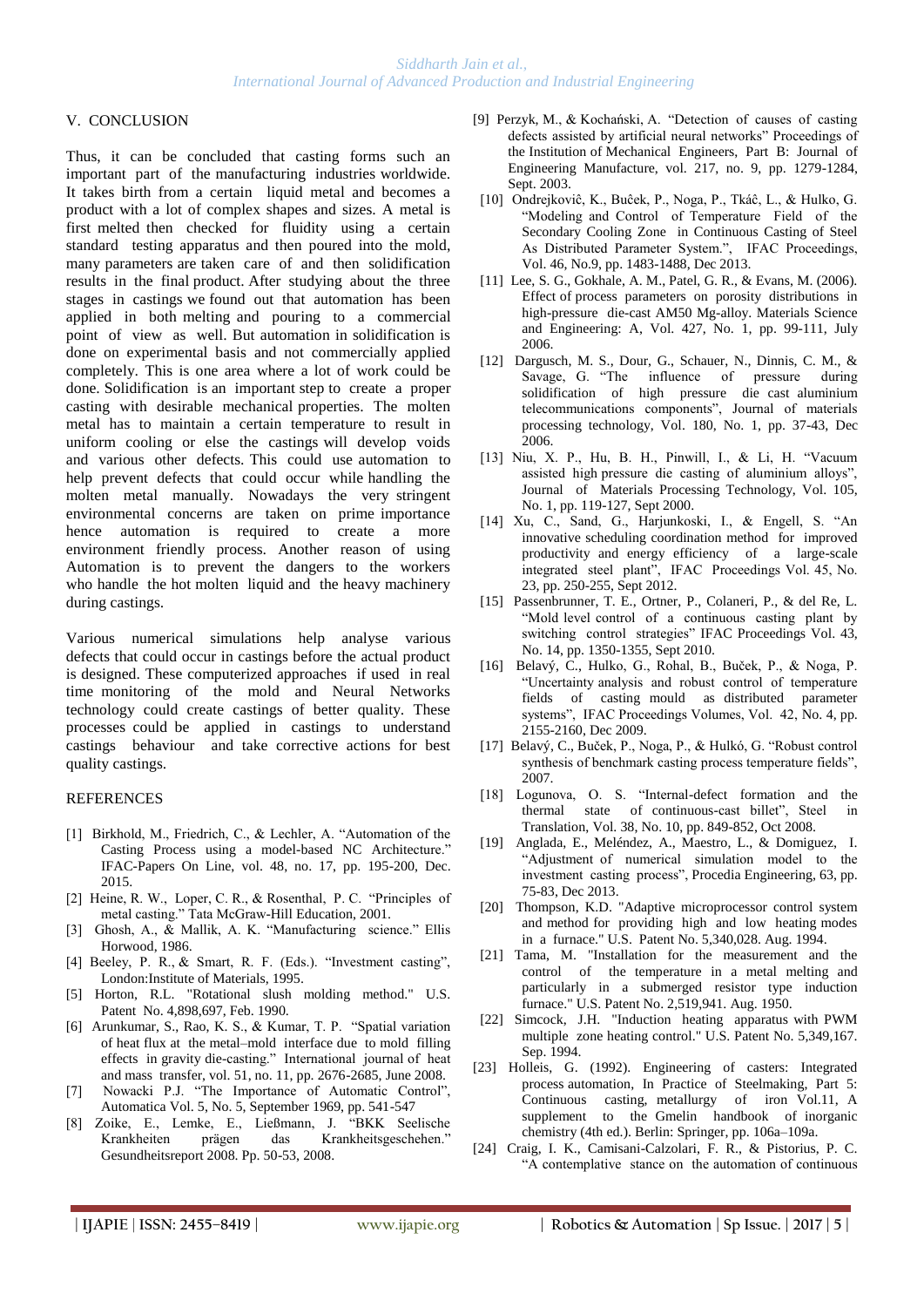## V. CONCLUSION

Thus, it can be concluded that casting forms such an important part of the manufacturing industries worldwide. It takes birth from a certain liquid metal and becomes a product with a lot of complex shapes and sizes. A metal is first melted then checked for fluidity using a certain standard testing apparatus and then poured into the mold, many parameters are taken care of and then solidification results in the final product. After studying about the three stages in castings we found out that automation has been applied in both melting and pouring to a commercial point of view as well. But automation in solidification is done on experimental basis and not commercially applied completely. This is one area where a lot of work could be done. Solidification is an important step to create a proper casting with desirable mechanical properties. The molten metal has to maintain a certain temperature to result in uniform cooling or else the castings will develop voids and various other defects. This could use automation to help prevent defects that could occur while handling the molten metal manually. Nowadays the very stringent environmental concerns are taken on prime importance hence automation is required to create a more environment friendly process. Another reason of using Automation is to prevent the dangers to the workers who handle the hot molten liquid and the heavy machinery during castings.

Various numerical simulations help analyse various defects that could occur in castings before the actual product is designed. These computerized approaches if used in real time monitoring of the mold and Neural Networks technology could create castings of better quality. These processes could be applied in castings to understand castings behaviour and take corrective actions for best quality castings.

## REFERENCES

[1] Birkhold, M., Friedrich, C., & Lechler, A. "Automation of the Casting Process using a model-based NC Architecture." IFAC-Papers On Line, vol. 48, no. 17, pp. 195-200, Dec. 2015.

[2] Heine, R. W., Loper, C. R., & Rosenthal, P. C. "Principles of metal casting." Tata McGraw-Hill Education, 2001.

[3] Ghosh, A., & Mallik, A. K. "Manufacturing science." Ellis Horwood, 1986.

[4] Beeley, P. R., & Smart, R. F. (Eds.). "Investment casting", London:Institute of Materials, 1995.

[5] Horton, R.L. "Rotational slush molding method." U.S. Patent No. 4,898,697, Feb. 1990.

[6] Arunkumar, S., Rao, K. S., & Kumar, T. P. "Spatial variation of heat flux at the metal–mold interface due to mold filling effects in gravity die-casting." International journal of heat and mass transfer, vol. 51, no. 11, pp. 2676-2685, June 2008.

[7] Nowacki P.J. "The Importance of Automatic Control", Automatica Vol. 5, No. 5, September 1969, pp. 541-547

[8] Zoike, E., Lemke, E., Ließmann, J. "BKK Seelische Krankheiten prägen das Krankheitsgeschehen." Gesundheitsreport 2008. Pp. 50-53, 2008.

[9] Perzyk, M., & Kochański, A. "Detection of causes of casting defects assisted by artificial neural networks" Proceedings of the Institution of Mechanical Engineers, Part B: Journal of Engineering Manufacture, vol. 217, no. 9, pp. 1279-1284, Sept. 2003.

[10] Ondrejkoviĉ, K., Buĉek, P., Noga, P., Tkáĉ, L., & Hulko, G. "Modeling and Control of Temperature Field of the Secondary Cooling Zone in Continuous Casting of Steel As Distributed Parameter System.", IFAC Proceedings, Vol. 46, No.9, pp. 1483-1488, Dec 2013.

[11] Lee, S. G., Gokhale, A. M., Patel, G. R., & Evans, M. (2006). Effect of process parameters on porosity distributions in high-pressure die-cast AM50 Mg-alloy. Materials Science and Engineering: A, Vol. 427, No. 1, pp. 99-111, July 2006.

[12] Dargusch, M. S., Dour, G., Schauer, N., Dinnis, C. M., & Savage, G. "The influence of pressure during solidification of high pressure die cast aluminium telecommunications components", Journal of materials processing technology, Vol. 180, No. 1, pp. 37-43, Dec 2006.

[13] Niu, X. P., Hu, B. H., Pinwill, I., & Li, H. "Vacuum assisted high pressure die casting of aluminium alloys", Journal of Materials Processing Technology, Vol. 105, No. 1, pp. 119-127, Sept 2000.

[14] Xu, C., Sand, G., Harjunkoski, I., & Engell, S. "An innovative scheduling coordination method for improved productivity and energy efficiency of a large-scale integrated steel plant", IFAC Proceedings Vol. 45, No. 23, pp. 250-255, Sept 2012.

[15] Passenbrunner, T. E., Ortner, P., Colaneri, P., & del Re, L. "Mold level control of a continuous casting plant by switching control strategies" IFAC Proceedings Vol. 43, No. 14, pp. 1350-1355, Sept 2010.

[16] Belavý, C., Hulko, G., Rohal, B., Buček, P., & Noga, P. "Uncertainty analysis and robust control of temperature fields of casting mould as distributed parameter systems", IFAC Proceedings Volumes, Vol. 42, No. 4, pp. 2155-2160, Dec 2009.

[17] Belavý, C., Buček, P., Noga, P., & Hulkó, G. "Robust control synthesis of benchmark casting process temperature fields", 2007.

[18] Logunova, O. S. "Internal-defect formation and the thermal state of continuous-cast billet", Steel in Translation, Vol. 38, No. 10, pp. 849-852, Oct 2008.

[19] Anglada, E., Meléndez, A., Maestro, L., & Domiguez, I. "Adjustment of numerical simulation model to the investment casting process", Procedia Engineering, 63, pp. 75-83, Dec 2013.

[20] Thompson, K.D. "Adaptive microprocessor control system and method for providing high and low heating modes in a furnace." U.S. Patent No. 5,340,028. Aug. 1994.

[21] Tama, M. "Installation for the measurement and the control of the temperature in a metal melting and particularly in a submerged resistor type induction furnace." U.S. Patent No. 2,519,941. Aug. 1950.

[22] Simcock, J.H. "Induction heating apparatus with PWM multiple zone heating control." U.S. Patent No. 5,349,167. Sep. 1994.

[23] Holleis, G. (1992). Engineering of casters: Integrated process automation, In Practice of Steelmaking, Part 5: Continuous casting, metallurgy of iron Vol.11, A supplement to the Gmelin handbook of inorganic chemistry (4th ed.). Berlin: Springer, pp. 106a–109a.

[24] Craig, I. K., Camisani-Calzolari, F. R., & Pistorius, P. C. "A contemplative stance on the automation of continuous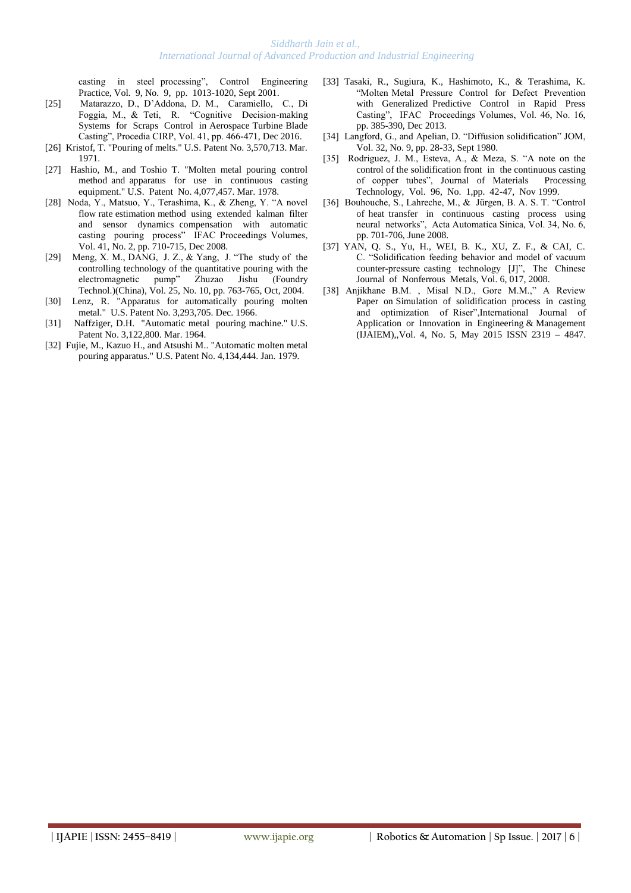casting in steel processing", Control Engineering Practice, Vol. 9, No. 9, pp. 1013-1020, Sept 2001.

[25] Matarazzo, D., D'Addona, D. M., Caramiello, C., Di Foggia, M., & Teti, R. "Cognitive Decision-making Systems for Scraps Control in Aerospace Turbine Blade Casting", Procedia CIRP, Vol. 41, pp. 466-471, Dec 2016.

[26] Kristof, T. "Pouring of melts." U.S. Patent No. 3,570,713. Mar. 1971.

[27] Hashio, M., and Toshio T. "Molten metal pouring control method and apparatus for use in continuous casting equipment." U.S. Patent No. 4,077,457. Mar. 1978.

[28] Noda, Y., Matsuo, Y., Terashima, K., & Zheng, Y. "A novel flow rate estimation method using extended kalman filter and sensor dynamics compensation with automatic casting pouring process" IFAC Proceedings Volumes, Vol. 41, No. 2, pp. 710-715, Dec 2008.

[29] Meng, X. M., DANG, J. Z., & Yang, J. "The study of the controlling technology of the quantitative pouring with the electromagnetic pump" Zhuzao Jishu (Foundry Technol.)(China), Vol. 25, No. 10, pp. 763-765, Oct, 2004.

[30] Lenz, R. "Apparatus for automatically pouring molten metal." U.S. Patent No. 3,293,705. Dec. 1966.

[31] Naffziger, D.H. "Automatic metal pouring machine." U.S. Patent No. 3,122,800. Mar. 1964.

[32] Fujie, M., Kazuo H., and Atsushi M.. "Automatic molten metal pouring apparatus." U.S. Patent No. 4,134,444. Jan. 1979.

[33] Tasaki, R., Sugiura, K., Hashimoto, K., & Terashima, K. "Molten Metal Pressure Control for Defect Prevention with Generalized Predictive Control in Rapid Press Casting", IFAC Proceedings Volumes, Vol. 46, No. 16, pp. 385-390, Dec 2013.

[34] Langford, G., and Apelian, D. "Diffusion solidification" JOM, Vol. 32, No. 9, pp. 28-33, Sept 1980.

[35] Rodriguez, J. M., Esteva, A., & Meza, S. "A note on the control of the solidification front in the continuous casting of copper tubes", Journal of Materials Processing Technology, Vol. 96, No. 1,pp. 42-47, Nov 1999.

[36] Bouhouche, S., Lahreche, M., & Jürgen, B. A. S. T. "Control of heat transfer in continuous casting process using neural networks", Acta Automatica Sinica, Vol. 34, No. 6, pp. 701-706, June 2008.

[37] YAN, Q. S., Yu, H., WEI, B. K., XU, Z. F., & CAI, C. C. "Solidification feeding behavior and model of vacuum counter-pressure casting technology [J]", The Chinese Journal of Nonferrous Metals, Vol. 6, 017, 2008.

[38] Anjikhane B.M. , Misal N.D., Gore M.M.," A Review Paper on Simulation of solidification process in casting and optimization of Riser",International Journal of Application or Innovation in Engineering & Management (IJAIEM),,Vol. 4, No. 5, May 2015 ISSN 2319 – 4847.